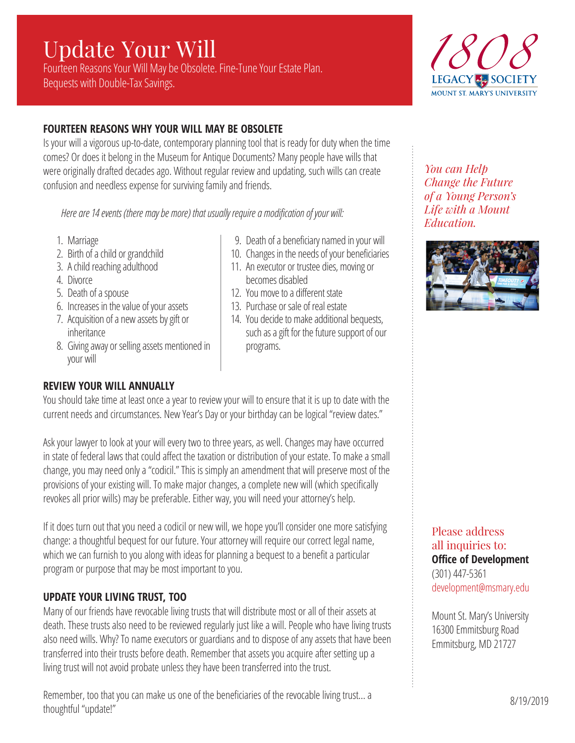# Update Your Will

Fourteen Reasons Your Will May be Obsolete. Fine-Tune Your Estate Plan.
Bequests with Double-Tax Savings.

1808 LEGACY SOCIETY
MOUNT ST. MARY'S UNIVERSITY

## FOURTEEN REASONS WHY YOUR WILL MAY BE OBSOLETE

Is your will a vigorous up-to-date, contemporary planning tool that is ready for duty when the time comes? Or does it belong in the Museum for Antique Documents? Many people have wills that were originally drafted decades ago. Without regular review and updating, such wills can create confusion and needless expense for surviving family and friends.

*Here are 14 events (there may be more) that usually require a modification of your will:*

1. Marriage
2. Birth of a child or grandchild
3. A child reaching adulthood
4. Divorce
5. Death of a spouse
6. Increases in the value of your assets
7. Acquisition of a new assets by gift or inheritance
8. Giving away or selling assets mentioned in your will
9. Death of a beneficiary named in your will
10. Changes in the needs of your beneficiaries
11. An executor or trustee dies, moving or becomes disabled
12. You move to a different state
13. Purchase or sale of real estate
14. You decide to make additional bequests, such as a gift for the future support of our programs.

## REVIEW YOUR WILL ANNUALLY

You should take time at least once a year to review your will to ensure that it is up to date with the current needs and circumstances. New Year's Day or your birthday can be logical "review dates."

Ask your lawyer to look at your will every two to three years, as well. Changes may have occurred in state of federal laws that could affect the taxation or distribution of your estate. To make a small change, you may need only a "codicil." This is simply an amendment that will preserve most of the provisions of your existing will. To make major changes, a complete new will (which specifically revokes all prior wills) may be preferable. Either way, you will need your attorney's help.

If it does turn out that you need a codicil or new will, we hope you'll consider one more satisfying change: a thoughtful bequest for our future. Your attorney will require our correct legal name, which we can furnish to you along with ideas for planning a bequest to a benefit a particular program or purpose that may be most important to you.

## UPDATE YOUR LIVING TRUST, TOO

Many of our friends have revocable living trusts that will distribute most or all of their assets at death. These trusts also need to be reviewed regularly just like a will. People who have living trusts also need wills. Why? To name executors or guardians and to dispose of any assets that have been transferred into their trusts before death. Remember that assets you acquire after setting up a living trust will not avoid probate unless they have been transferred into the trust.

Remember, too that you can make us one of the beneficiaries of the revocable living trust... a thoughtful "update!"

*You can Help Change the Future of a Young Person's Life with a Mount Education.*

Please address all inquiries to:
**Office of Development**
(301) 447-5361
development@msmary.edu

Mount St. Mary's University
16300 Emmitsburg Road
Emmitsburg, MD 21727

8/19/2019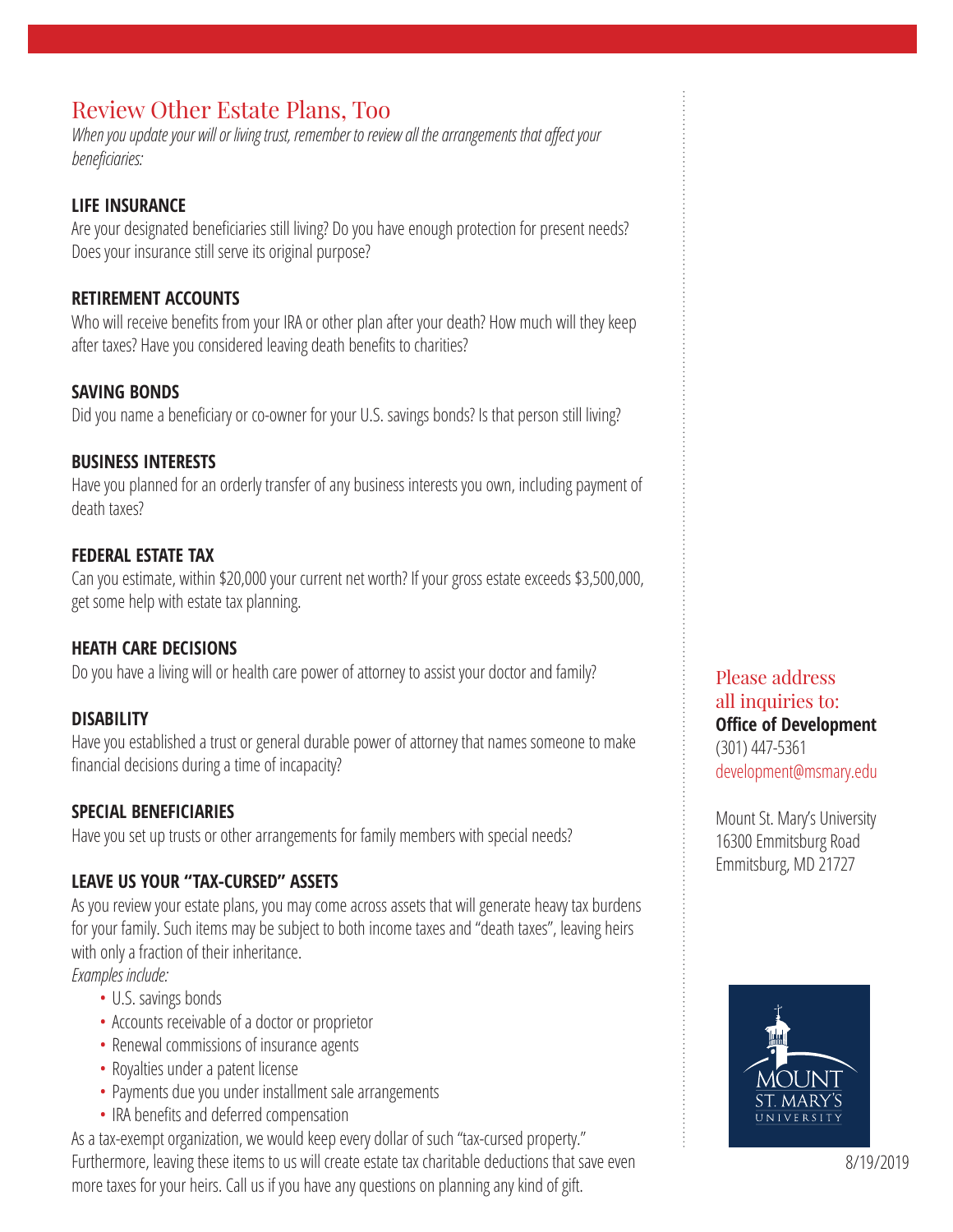## Review Other Estate Plans, Too

*When you update your will or living trust, remember to review all the arrangements that affect your beneficiaries:*

**LIFE INSURANCE**

Are your designated beneficiaries still living? Do you have enough protection for present needs? Does your insurance still serve its original purpose?

**RETIREMENT ACCOUNTS**

Who will receive benefits from your IRA or other plan after your death? How much will they keep after taxes? Have you considered leaving death benefits to charities?

**SAVING BONDS**

Did you name a beneficiary or co-owner for your U.S. savings bonds? Is that person still living?

**BUSINESS INTERESTS**

Have you planned for an orderly transfer of any business interests you own, including payment of death taxes?

**FEDERAL ESTATE TAX**

Can you estimate, within $20,000 your current net worth? If your gross estate exceeds $3,500,000, get some help with estate tax planning.

**HEATH CARE DECISIONS**

Do you have a living will or health care power of attorney to assist your doctor and family?

**DISABILITY**

Have you established a trust or general durable power of attorney that names someone to make financial decisions during a time of incapacity?

**SPECIAL BENEFICIARIES**

Have you set up trusts or other arrangements for family members with special needs?

**LEAVE US YOUR "TAX-CURSED" ASSETS**

As you review your estate plans, you may come across assets that will generate heavy tax burdens for your family. Such items may be subject to both income taxes and "death taxes", leaving heirs with only a fraction of their inheritance.

*Examples include:*

- U.S. savings bonds
- Accounts receivable of a doctor or proprietor
- Renewal commissions of insurance agents
- Royalties under a patent license
- Payments due you under installment sale arrangements
- IRA benefits and deferred compensation

As a tax-exempt organization, we would keep every dollar of such "tax-cursed property." Furthermore, leaving these items to us will create estate tax charitable deductions that save even more taxes for your heirs. Call us if you have any questions on planning any kind of gift.

Please address all inquiries to:

**Office of Development**
(301) 447-5361
development@msmary.edu

Mount St. Mary's University
16300 Emmitsburg Road
Emmitsburg, MD 21727

MOUNT ST. MARY'S UNIVERSITY

8/19/2019